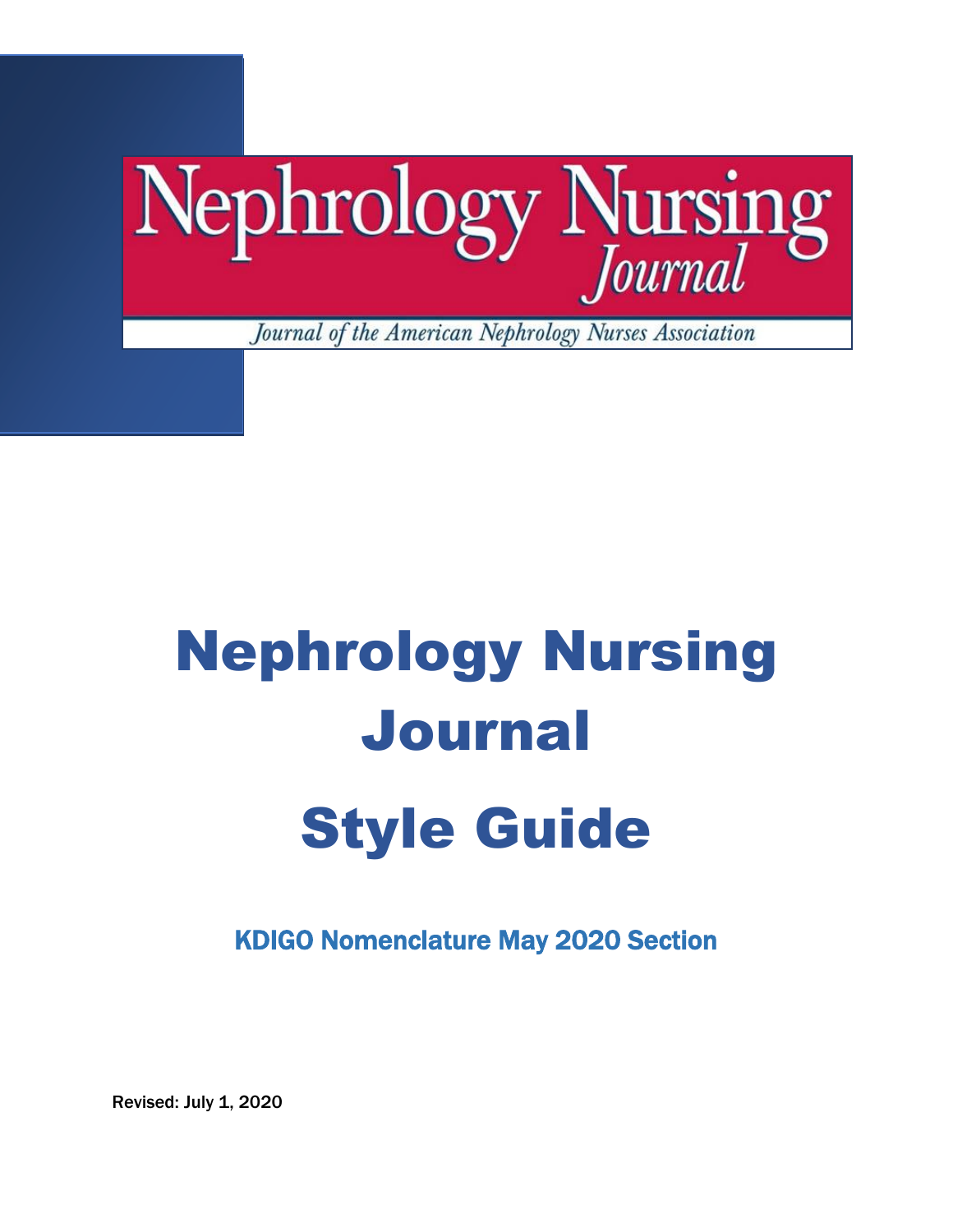Nephrology Nursing Journal

*Journal of the American Nephrology Nurses Association*

# Nephrology Nursing Journal

# Style Guide

## KDIGO Nomenclature May 2020 Section

Revised: July 1, 2020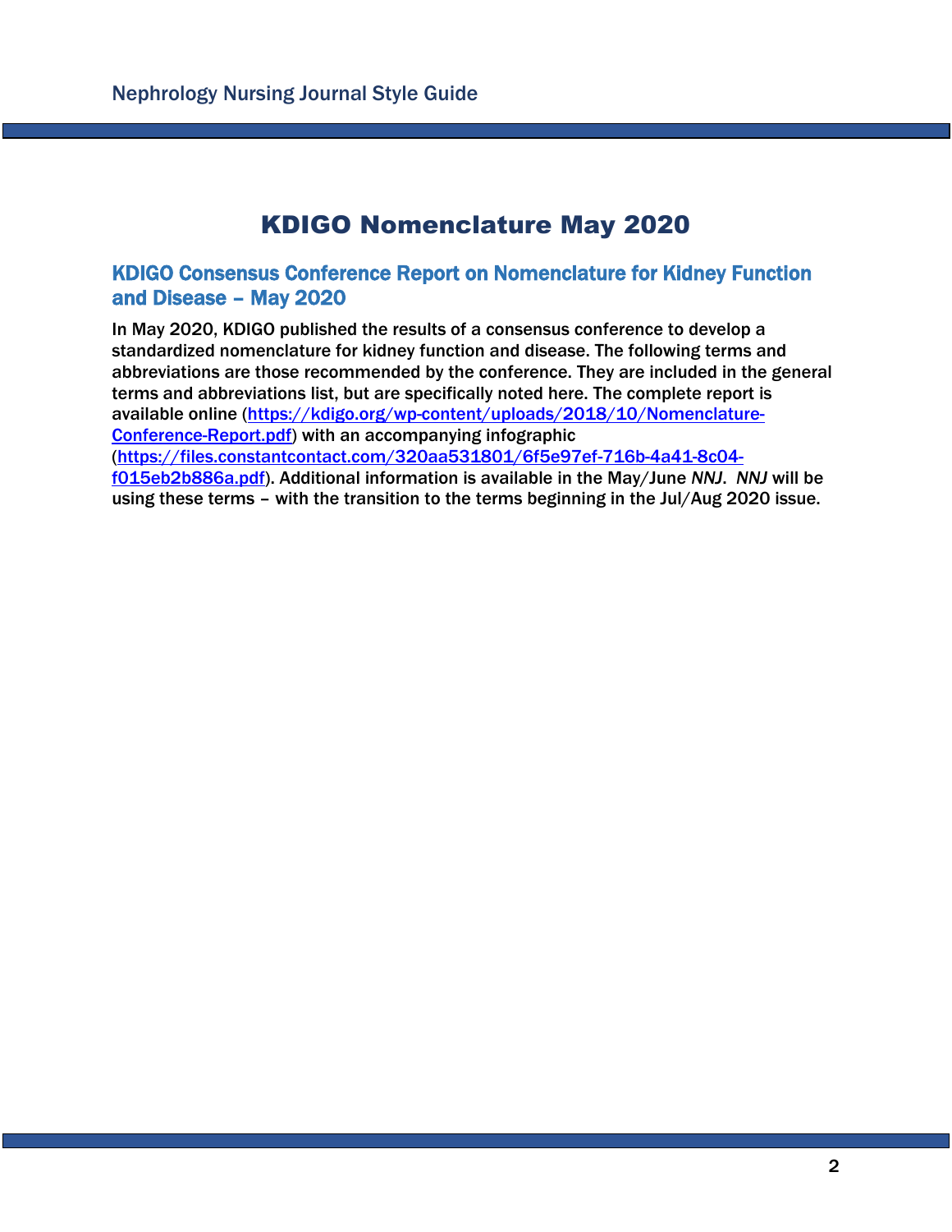# KDIGO Nomenclature May 2020

## KDIGO Consensus Conference Report on Nomenclature for Kidney Function and Disease – May 2020

In May 2020, KDIGO published the results of a consensus conference to develop a standardized nomenclature for kidney function and disease. The following terms and abbreviations are those recommended by the conference. They are included in the general terms and abbreviations list, but are specifically noted here. The complete report is available online (https://kdigo.org/wp-content/uploads/2018/10/Nomenclature-Conference-Report.pdf) with an accompanying infographic (https://files.constantcontact.com/320aa531801/6f5e97ef-716b-4a41-8c04-f015eb2b886a.pdf). Additional information is available in the May/June *NNJ*. *NNJ* will be using these terms – with the transition to the terms beginning in the Jul/Aug 2020 issue.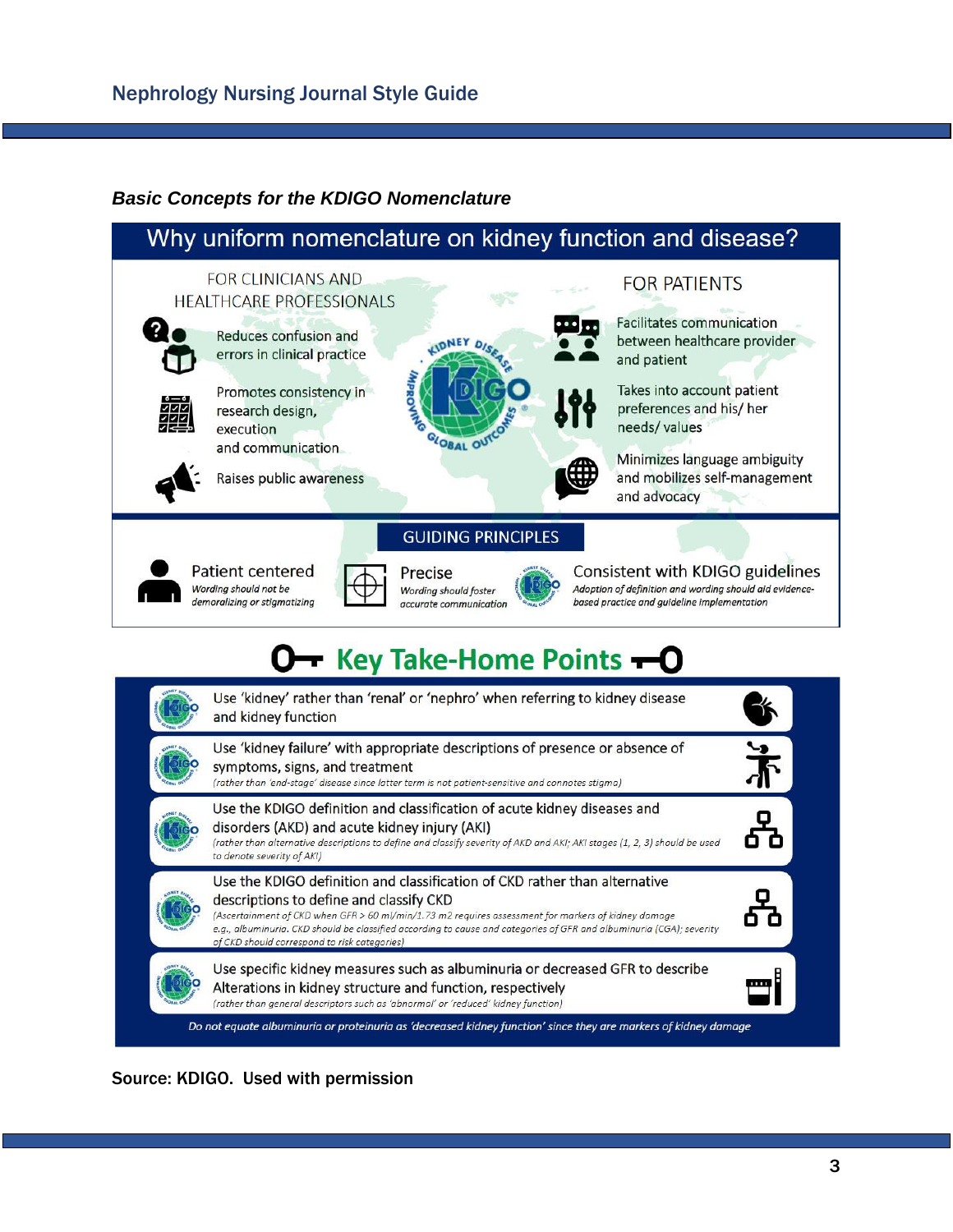### *Basic Concepts for the KDIGO Nomenclature*

## Why uniform nomenclature on kidney function and disease?

**FOR CLINICIANS AND HEALTHCARE PROFESSIONALS**

- Reduces confusion and errors in clinical practice
- Promotes consistency in research design, execution and communication
- Raises public awareness

**FOR PATIENTS**

- Facilitates communication between healthcare provider and patient
- Takes into account patient preferences and his/ her needs/ values
- Minimizes language ambiguity and mobilizes self-management and advocacy

**GUIDING PRINCIPLES**

- **Patient centered** — *Wording should not be demoralizing or stigmatizing*
- **Precise** — *Wording should foster accurate communication*
- **Consistent with KDIGO guidelines** — *Adoption of definition and wording should aid evidence-based practice and guideline implementation*

## Key Take-Home Points

- Use 'kidney' rather than 'renal' or 'nephro' when referring to kidney disease and kidney function
- Use 'kidney failure' with appropriate descriptions of presence or absence of symptoms, signs, and treatment
  *(rather than 'end-stage' disease since latter term is not patient-sensitive and connotes stigma)*
- Use the KDIGO definition and classification of acute kidney diseases and disorders (AKD) and acute kidney injury (AKI)
  *(rather than alternative descriptions to define and classify severity of AKD and AKI; AKI stages (1, 2, 3) should be used to denote severity of AKI)*
- Use the KDIGO definition and classification of CKD rather than alternative descriptions to define and classify CKD
  *(Ascertainment of CKD when GFR > 60 ml/min/1.73 m2 requires assessment for markers of kidney damage e.g., albuminuria. CKD should be classified according to cause and categories of GFR and albuminuria (CGA); severity of CKD should correspond to risk categories)*
- Use specific kidney measures such as albuminuria or decreased GFR to describe Alterations in kidney structure and function, respectively
  *(rather than general descriptors such as 'abnormal' or 'reduced' kidney function)*

*Do not equate albuminuria or proteinuria as 'decreased kidney function' since they are markers of kidney damage*

**Source: KDIGO. Used with permission**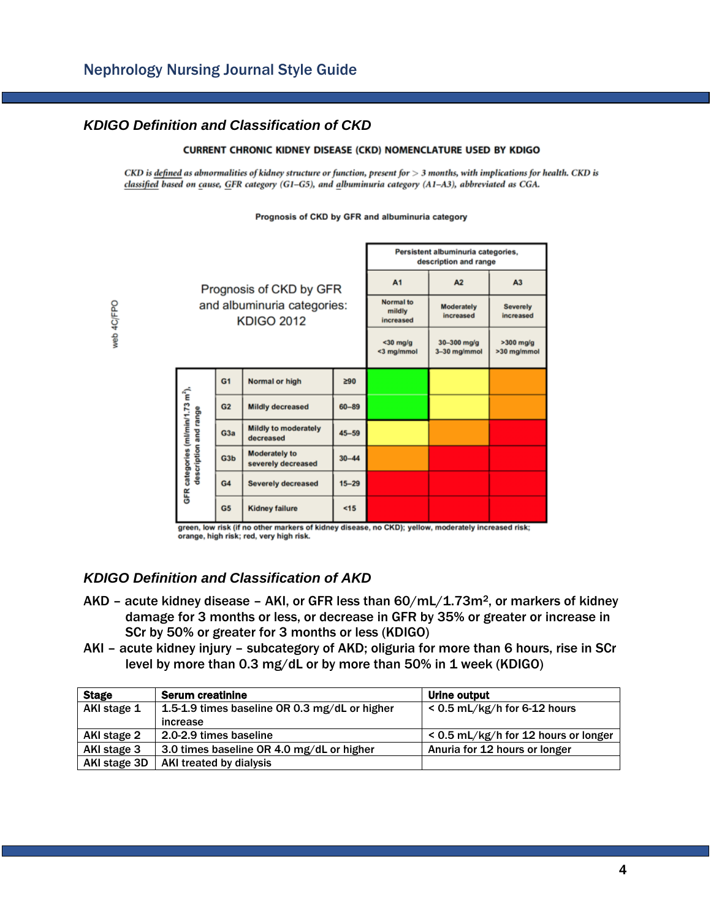## *KDIGO Definition and Classification of CKD*

**CURRENT CHRONIC KIDNEY DISEASE (CKD) NOMENCLATURE USED BY KDIGO**

*CKD is defined as abnormalities of kidney structure or function, present for > 3 months, with implications for health. CKD is classified based on cause, GFR category (G1–G5), and albuminuria category (A1–A3), abbreviated as CGA.*

**Prognosis of CKD by GFR and albuminuria category**

Prognosis of CKD by GFR and albuminuria categories: KDIGO 2012

| GFR categories (ml/min/1.73 m²), description and range | | | Persistent albuminuria categories, description and range: A1 Normal to mildly increased (<30 mg/g; <3 mg/mmol) | A2 Moderately increased (30–300 mg/g; 3–30 mg/mmol) | A3 Severely increased (>300 mg/g; >30 mg/mmol) |
|---|---|---|---|---|---|
| G1 | Normal or high | ≥90 | green | yellow | orange |
| G2 | Mildly decreased | 60–89 | green | yellow | orange |
| G3a | Mildly to moderately decreased | 45–59 | yellow | orange | red |
| G3b | Moderately to severely decreased | 30–44 | orange | red | red |
| G4 | Severely decreased | 15–29 | red | red | red |
| G5 | Kidney failure | <15 | red | red | red |

green, low risk (if no other markers of kidney disease, no CKD); yellow, moderately increased risk; orange, high risk; red, very high risk.

## *KDIGO Definition and Classification of AKD*

AKD – acute kidney disease – AKI, or GFR less than 60/mL/1.73m², or markers of kidney damage for 3 months or less, or decrease in GFR by 35% or greater or increase in SCr by 50% or greater for 3 months or less (KDIGO)

AKI – acute kidney injury – subcategory of AKD; oliguria for more than 6 hours, rise in SCr level by more than 0.3 mg/dL or by more than 50% in 1 week (KDIGO)

| Stage | Serum creatinine | Urine output |
|---|---|---|
| AKI stage 1 | 1.5-1.9 times baseline OR 0.3 mg/dL or higher increase | < 0.5 mL/kg/h for 6-12 hours |
| AKI stage 2 | 2.0-2.9 times baseline | < 0.5 mL/kg/h for 12 hours or longer |
| AKI stage 3 | 3.0 times baseline OR 4.0 mg/dL or higher | Anuria for 12 hours or longer |
| AKI stage 3D | AKI treated by dialysis | |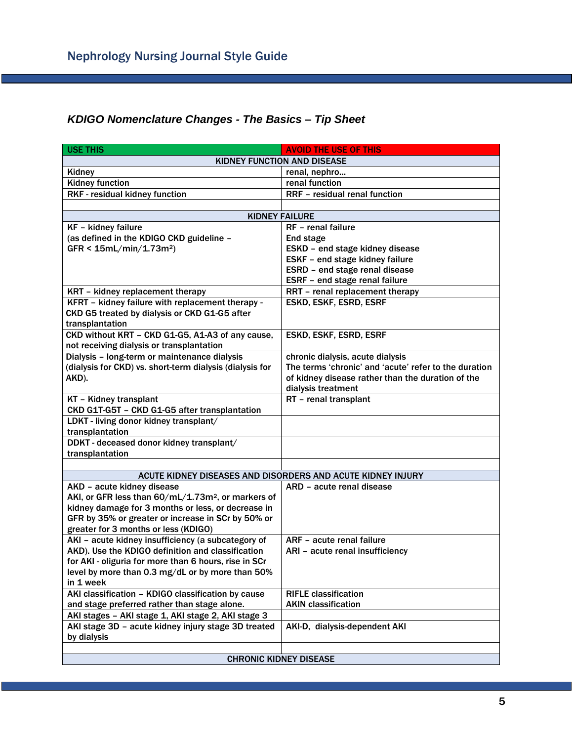## Nephrology Nursing Journal Style Guide

### *KDIGO Nomenclature Changes - The Basics – Tip Sheet*

| USE THIS | AVOID THE USE OF THIS |
|---|---|
| **KIDNEY FUNCTION AND DISEASE** | |
| Kidney | renal, nephro… |
| Kidney function | renal function |
| RKF - residual kidney function | RRF – residual renal function |
| | |
| **KIDNEY FAILURE** | |
| KF – kidney failure<br>(as defined in the KDIGO CKD guideline – GFR < 15mL/min/1.73m²) | RF – renal failure<br>End stage<br>ESKD – end stage kidney disease<br>ESKF – end stage kidney failure<br>ESRD – end stage renal disease<br>ESRF – end stage renal failure |
| KRT – kidney replacement therapy | RRT – renal replacement therapy |
| KFRT – kidney failure with replacement therapy - CKD G5 treated by dialysis or CKD G1-G5 after transplantation | ESKD, ESKF, ESRD, ESRF |
| CKD without KRT – CKD G1-G5, A1-A3 of any cause, not receiving dialysis or transplantation | ESKD, ESKF, ESRD, ESRF |
| Dialysis – long-term or maintenance dialysis (dialysis for CKD) vs. short-term dialysis (dialysis for AKD). | chronic dialysis, acute dialysis<br>The terms 'chronic' and 'acute' refer to the duration of kidney disease rather than the duration of the dialysis treatment |
| KT – Kidney transplant<br>CKD G1T-G5T – CKD G1-G5 after transplantation | RT – renal transplant |
| LDKT - living donor kidney transplant/ transplantation | |
| DDKT - deceased donor kidney transplant/ transplantation | |
| | |
| **ACUTE KIDNEY DISEASES AND DISORDERS AND ACUTE KIDNEY INJURY** | |
| AKD – acute kidney disease<br>AKI, or GFR less than 60/mL/1.73m², or markers of kidney damage for 3 months or less, or decrease in GFR by 35% or greater or increase in SCr by 50% or greater for 3 months or less (KDIGO) | ARD – acute renal disease |
| AKI – acute kidney insufficiency (a subcategory of AKD). Use the KDIGO definition and classification for AKI - oliguria for more than 6 hours, rise in SCr level by more than 0.3 mg/dL or by more than 50% in 1 week | ARF – acute renal failure<br>ARI – acute renal insufficiency |
| AKI classification – KDIGO classification by cause and stage preferred rather than stage alone. | RIFLE classification<br>AKIN classification |
| AKI stages – AKI stage 1, AKI stage 2, AKI stage 3 | |
| AKI stage 3D – acute kidney injury stage 3D treated by dialysis | AKI-D, dialysis-dependent AKI |
| | |
| **CHRONIC KIDNEY DISEASE** | |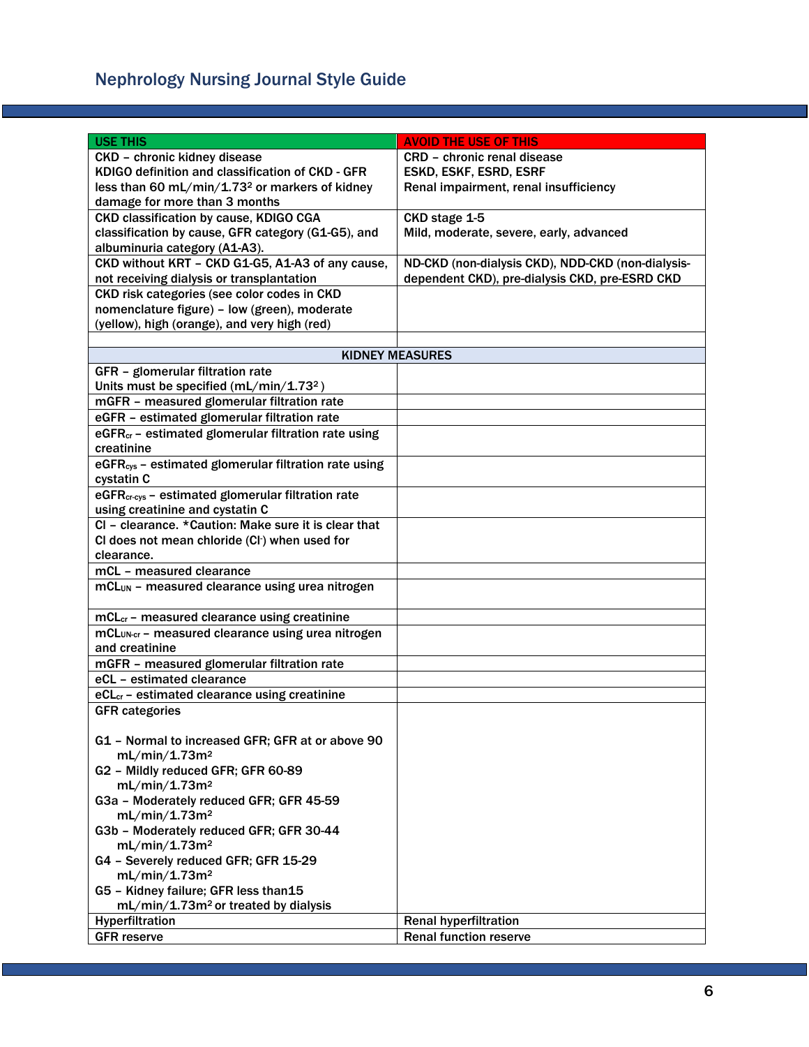| USE THIS | AVOID THE USE OF THIS |
|---|---|
| CKD – chronic kidney disease<br>KDIGO definition and classification of CKD - GFR less than 60 $mL/min/1.73^2$ or markers of kidney damage for more than 3 months | CRD – chronic renal disease<br>ESKD, ESKF, ESRD, ESRF<br>Renal impairment, renal insufficiency |
| CKD classification by cause, KDIGO CGA classification by cause, GFR category (G1-G5), and albuminuria category (A1-A3). | CKD stage 1-5<br>Mild, moderate, severe, early, advanced |
| CKD without KRT – CKD G1-G5, A1-A3 of any cause, not receiving dialysis or transplantation | ND-CKD (non-dialysis CKD), NDD-CKD (non-dialysis-dependent CKD), pre-dialysis CKD, pre-ESRD CKD |
| CKD risk categories (see color codes in CKD nomenclature figure) – low (green), moderate (yellow), high (orange), and very high (red) | |
| | |
| **KIDNEY MEASURES** | |
| GFR – glomerular filtration rate<br>Units must be specified ($mL/min/1.73^2$ ) | |
| mGFR – measured glomerular filtration rate | |
| eGFR – estimated glomerular filtration rate | |
| $eGFR_{cr}$ – estimated glomerular filtration rate using creatinine | |
| $eGFR_{cys}$ – estimated glomerular filtration rate using cystatin C | |
| $eGFR_{cr\text{-}cys}$ – estimated glomerular filtration rate using creatinine and cystatin C | |
| Cl – clearance. *Caution: Make sure it is clear that Cl does not mean chloride ($Cl^-$) when used for clearance. | |
| mCL – measured clearance | |
| $mCL_{UN}$ – measured clearance using urea nitrogen | |
| $mCL_{cr}$ – measured clearance using creatinine | |
| $mCL_{UN\text{-}cr}$ – measured clearance using urea nitrogen and creatinine | |
| mGFR – measured glomerular filtration rate | |
| eCL – estimated clearance | |
| $eCL_{cr}$ – estimated clearance using creatinine | |
| GFR categories<br><br>G1 – Normal to increased GFR; GFR at or above 90 $mL/min/1.73m^2$<br>G2 – Mildly reduced GFR; GFR 60-89 $mL/min/1.73m^2$<br>G3a – Moderately reduced GFR; GFR 45-59 $mL/min/1.73m^2$<br>G3b – Moderately reduced GFR; GFR 30-44 $mL/min/1.73m^2$<br>G4 – Severely reduced GFR; GFR 15-29 $mL/min/1.73m^2$<br>G5 – Kidney failure; GFR less than15 $mL/min/1.73m^2$ or treated by dialysis | |
| Hyperfiltration | Renal hyperfiltration |
| GFR reserve | Renal function reserve |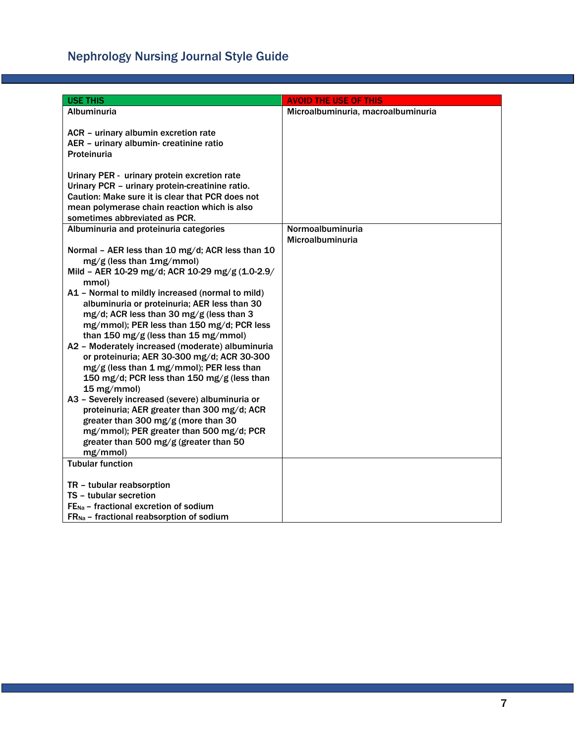| USE THIS | AVOID THE USE OF THIS |
|---|---|
| Albuminuria<br><br>ACR – urinary albumin excretion rate<br>AER – urinary albumin- creatinine ratio<br>Proteinuria<br><br>Urinary PER - urinary protein excretion rate<br>Urinary PCR – urinary protein-creatinine ratio.<br>Caution: Make sure it is clear that PCR does not mean polymerase chain reaction which is also sometimes abbreviated as PCR. | Microalbuminuria, macroalbuminuria |
| Albuminuria and proteinuria categories<br><br>Normal – AER less than 10 mg/d; ACR less than 10 mg/g (less than 1mg/mmol)<br>Mild – AER 10-29 mg/d; ACR 10-29 mg/g (1.0-2.9/ mmol)<br>A1 – Normal to mildly increased (normal to mild) albuminuria or proteinuria; AER less than 30 mg/d; ACR less than 30 mg/g (less than 3 mg/mmol); PER less than 150 mg/d; PCR less than 150 mg/g (less than 15 mg/mmol)<br>A2 – Moderately increased (moderate) albuminuria or proteinuria; AER 30-300 mg/d; ACR 30-300 mg/g (less than 1 mg/mmol); PER less than 150 mg/d; PCR less than 150 mg/g (less than 15 mg/mmol)<br>A3 – Severely increased (severe) albuminuria or proteinuria; AER greater than 300 mg/d; ACR greater than 300 mg/g (more than 30 mg/mmol); PER greater than 500 mg/d; PCR greater than 500 mg/g (greater than 50 mg/mmol) | Normoalbuminuria<br>Microalbuminuria |
| Tubular function<br><br>TR – tubular reabsorption<br>TS – tubular secretion<br>$FE_{Na}$ – fractional excretion of sodium<br>$FR_{Na}$ – fractional reabsorption of sodium | |